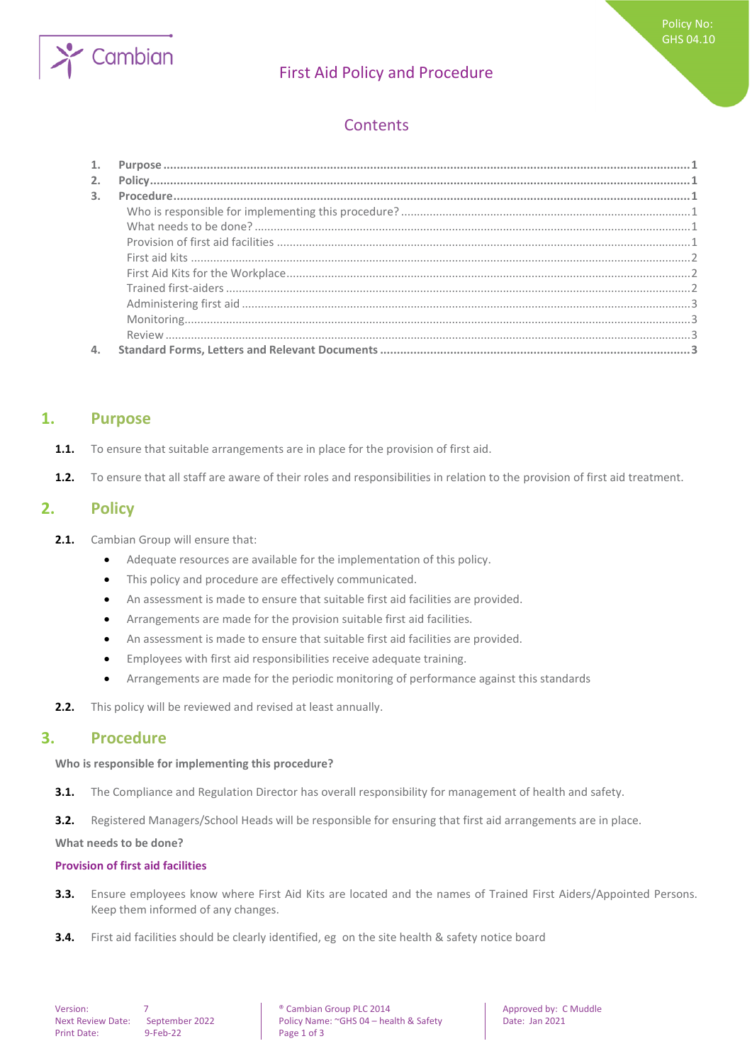Policy No: GHS 04.10

# First Aid Policy and Procedure

## Contents

1. Purpose ..... 1
2. Policy ..... 1
3. Procedure ..... 1
   - Who is responsible for implementing this procedure? ..... 1
   - What needs to be done? ..... 1
   - Provision of first aid facilities ..... 1
   - First aid kits ..... 2
   - First Aid Kits for the Workplace ..... 2
   - Trained first-aiders ..... 2
   - Administering first aid ..... 3
   - Monitoring ..... 3
   - Review ..... 3
4. Standard Forms, Letters and Relevant Documents ..... 3

## 1. Purpose

**1.1.** To ensure that suitable arrangements are in place for the provision of first aid.

**1.2.** To ensure that all staff are aware of their roles and responsibilities in relation to the provision of first aid treatment.

## 2. Policy

**2.1.** Cambian Group will ensure that:

- Adequate resources are available for the implementation of this policy.
- This policy and procedure are effectively communicated.
- An assessment is made to ensure that suitable first aid facilities are provided.
- Arrangements are made for the provision suitable first aid facilities.
- An assessment is made to ensure that suitable first aid facilities are provided.
- Employees with first aid responsibilities receive adequate training.
- Arrangements are made for the periodic monitoring of performance against this standards

**2.2.** This policy will be reviewed and revised at least annually.

## 3. Procedure

**Who is responsible for implementing this procedure?**

**3.1.** The Compliance and Regulation Director has overall responsibility for management of health and safety.

**3.2.** Registered Managers/School Heads will be responsible for ensuring that first aid arrangements are in place.

**What needs to be done?**

### Provision of first aid facilities

**3.3.** Ensure employees know where First Aid Kits are located and the names of Trained First Aiders/Appointed Persons. Keep them informed of any changes.

**3.4.** First aid facilities should be clearly identified, eg on the site health & safety notice board

| Version: 7 | ® Cambian Group PLC 2014 | Approved by: C Muddle |
| --- | --- | --- |
| Next Review Date: September 2022 | Policy Name: ~GHS 04 – health & Safety | Date: Jan 2021 |
| Print Date: 9-Feb-22 | | |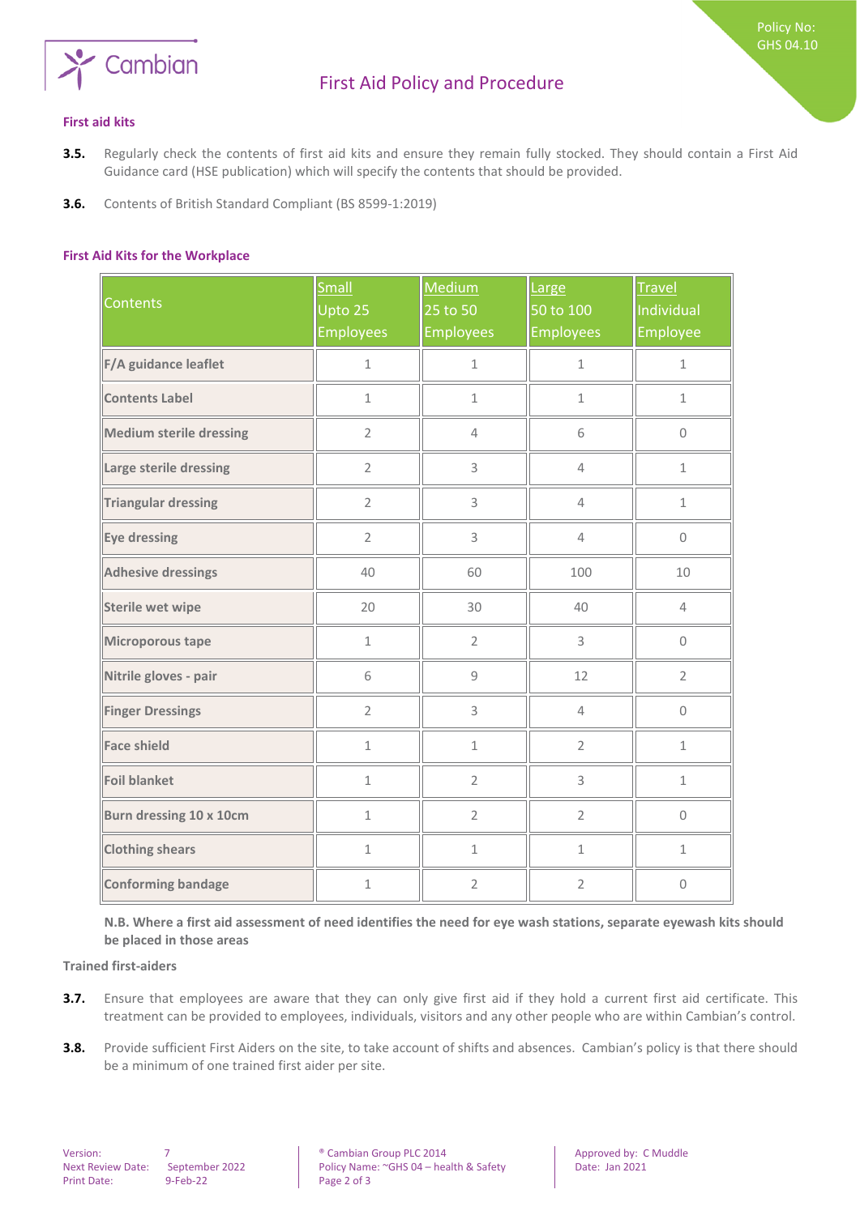### First aid kits

**3.5.** Regularly check the contents of first aid kits and ensure they remain fully stocked. They should contain a First Aid Guidance card (HSE publication) which will specify the contents that should be provided.

**3.6.** Contents of British Standard Compliant (BS 8599-1:2019)

### First Aid Kits for the Workplace

| Contents | Small Upto 25 Employees | Medium 25 to 50 Employees | Large 50 to 100 Employees | Travel Individual Employee |
|---|---|---|---|---|
| **F/A guidance leaflet** | 1 | 1 | 1 | 1 |
| **Contents Label** | 1 | 1 | 1 | 1 |
| **Medium sterile dressing** | 2 | 4 | 6 | 0 |
| **Large sterile dressing** | 2 | 3 | 4 | 1 |
| **Triangular dressing** | 2 | 3 | 4 | 1 |
| **Eye dressing** | 2 | 3 | 4 | 0 |
| **Adhesive dressings** | 40 | 60 | 100 | 10 |
| **Sterile wet wipe** | 20 | 30 | 40 | 4 |
| **Microporous tape** | 1 | 2 | 3 | 0 |
| **Nitrile gloves - pair** | 6 | 9 | 12 | 2 |
| **Finger Dressings** | 2 | 3 | 4 | 0 |
| **Face shield** | 1 | 1 | 2 | 1 |
| **Foil blanket** | 1 | 2 | 3 | 1 |
| **Burn dressing 10 x 10cm** | 1 | 2 | 2 | 0 |
| **Clothing shears** | 1 | 1 | 1 | 1 |
| **Conforming bandage** | 1 | 2 | 2 | 0 |

**N.B. Where a first aid assessment of need identifies the need for eye wash stations, separate eyewash kits should be placed in those areas**

Trained first-aiders

**3.7.** Ensure that employees are aware that they can only give first aid if they hold a current first aid certificate. This treatment can be provided to employees, individuals, visitors and any other people who are within Cambian's control.

**3.8.** Provide sufficient First Aiders on the site, to take account of shifts and absences. Cambian's policy is that there should be a minimum of one trained first aider per site.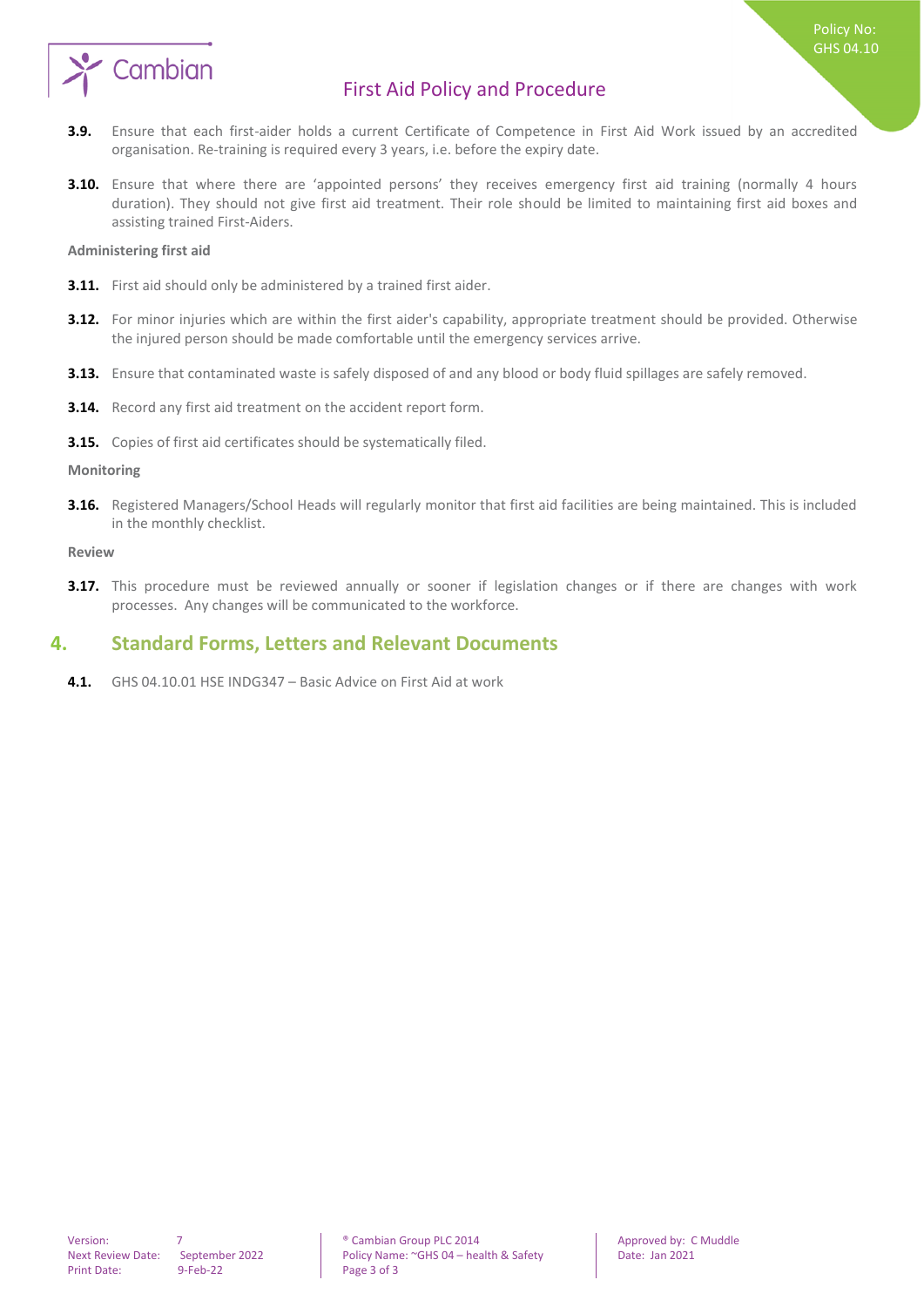**3.9.** Ensure that each first-aider holds a current Certificate of Competence in First Aid Work issued by an accredited organisation. Re-training is required every 3 years, i.e. before the expiry date.

**3.10.** Ensure that where there are 'appointed persons' they receives emergency first aid training (normally 4 hours duration). They should not give first aid treatment. Their role should be limited to maintaining first aid boxes and assisting trained First-Aiders.

**Administering first aid**

**3.11.** First aid should only be administered by a trained first aider.

**3.12.** For minor injuries which are within the first aider's capability, appropriate treatment should be provided. Otherwise the injured person should be made comfortable until the emergency services arrive.

**3.13.** Ensure that contaminated waste is safely disposed of and any blood or body fluid spillages are safely removed.

**3.14.** Record any first aid treatment on the accident report form.

**3.15.** Copies of first aid certificates should be systematically filed.

**Monitoring**

**3.16.** Registered Managers/School Heads will regularly monitor that first aid facilities are being maintained. This is included in the monthly checklist.

**Review**

**3.17.** This procedure must be reviewed annually or sooner if legislation changes or if there are changes with work processes. Any changes will be communicated to the workforce.

## 4. Standard Forms, Letters and Relevant Documents

**4.1.** GHS 04.10.01 HSE INDG347 – Basic Advice on First Aid at work